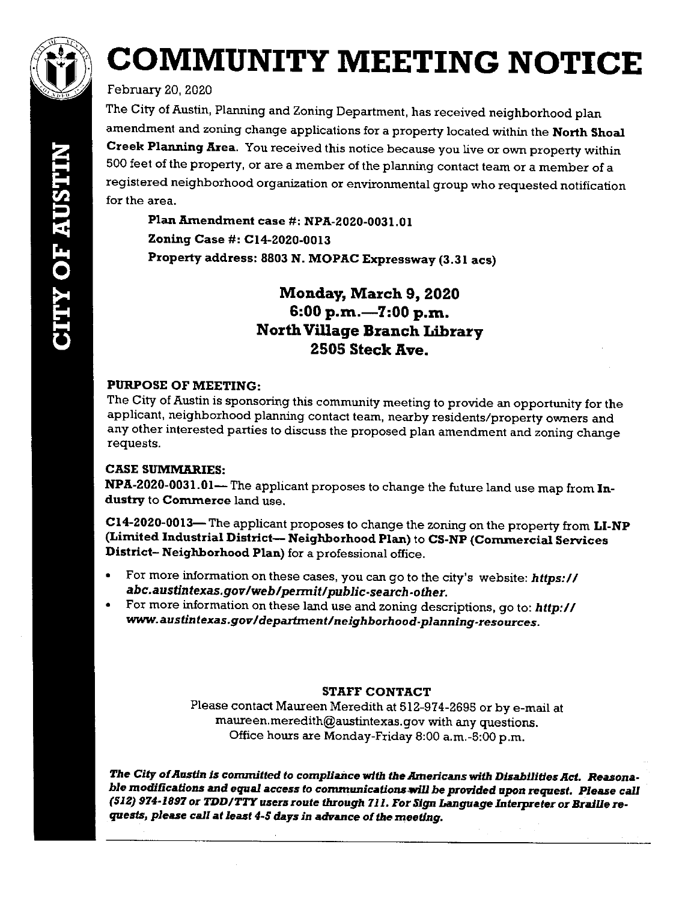# COMMUNITY MEETING NOTICE

CITY OF AUSTIN

February 20, 2020

The City of Austin, Planning and Zoning Department, has received neighborhood plan amendment and zoning change applications for a property located within the **North Shoal Creek Planning Area**. You received this notice because you live or own property within 500 feet of the property, or are a member of the planning contact team or a member of a registered neighborhood organization or environmental group who requested notification for the area.

**Plan Amendment case #: NPA-2020-0031.01**
**Zoning Case #: C14-2020-0013**
**Property address: 8803 N. MOPAC Expressway (3.31 acs)**

**Monday, March 9, 2020**
**6:00 p.m.—7:00 p.m.**
**North Village Branch Library**
**2505 Steck Ave.**

**PURPOSE OF MEETING:**

The City of Austin is sponsoring this community meeting to provide an opportunity for the applicant, neighborhood planning contact team, nearby residents/property owners and any other interested parties to discuss the proposed plan amendment and zoning change requests.

**CASE SUMMARIES:**

**NPA-2020-0031.01**— The applicant proposes to change the future land use map from **Industry** to **Commerce** land use.

**C14-2020-0013**— The applicant proposes to change the zoning on the property from **LI-NP (Limited Industrial District— Neighborhood Plan)** to **CS-NP (Commercial Services District– Neighborhood Plan)** for a professional office.

- For more information on these cases, you can go to the city's website: ***https://abc.austintexas.gov/web/permit/public-search-other.***
- For more information on these land use and zoning descriptions, go to: ***http://www.austintexas.gov/department/neighborhood-planning-resources.***

**STAFF CONTACT**

Please contact Maureen Meredith at 512-974-2695 or by e-mail at maureen.meredith@austintexas.gov with any questions.
Office hours are Monday-Friday 8:00 a.m.-5:00 p.m.

***The City of Austin is committed to compliance with the Americans with Disabilities Act. Reasonable modifications and equal access to communications will be provided upon request. Please call (512) 974-1897 or TDD/TTY users route through 711. For Sign Language Interpreter or Braille requests, please call at least 4-5 days in advance of the meeting.***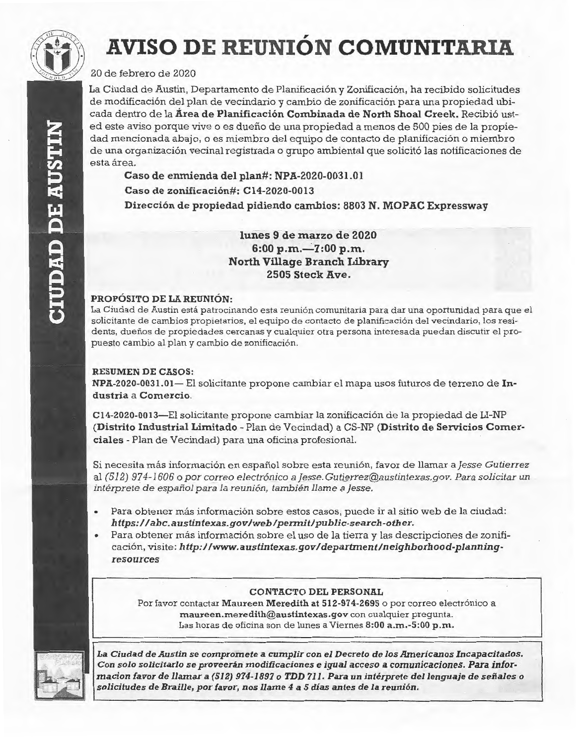# AVISO DE REUNIÓN COMUNITARIA

CIUDAD DE AUSTIN

20 de febrero de 2020

La Ciudad de Austin, Departamento de Planificación y Zonificación, ha recibido solicitudes de modificación del plan de vecindario y cambio de zonificación para una propiedad ubicada dentro de la **Área de Planificación Combinada de North Shoal Creek.** Recibió usted este aviso porque vive o es dueño de una propiedad a menos de 500 pies de la propiedad mencionada abajo, o es miembro del equipo de contacto de planificación o miembro de una organización vecinal registrada o grupo ambiental que solicitó las notificaciones de esta área.

**Caso de enmienda del plan#: NPA-2020-0031.01**

**Caso de zonificación#: C14-2020-0013**

**Dirección de propiedad pidiendo cambios: 8803 N. MOPAC Expressway**

**lunes 9 de marzo de 2020**
**6:00 p.m.—7:00 p.m.**
**North Village Branch Library**
**2505 Steck Ave.**

**PROPÓSITO DE LA REUNIÓN:**

La Ciudad de Austin está patrocinando esta reunión comunitaria para dar una oportunidad para que el solicitante de cambios propietarios, el equipo de contacto de planificación del vecindario, los residentes, dueños de propiedades cercanas y cualquier otra persona interesada puedan discutir el propuesto cambio al plan y cambio de zonificación.

**RESUMEN DE CASOS:**

**NPA-2020-0031.01**— El solicitante propone cambiar el mapa usos futuros de terreno de **Industria** a **Comercio**.

**C14-2020-0013**—El solicitante propone cambiar la zonificación de la propiedad de LI-NP (**Distrito Industrial Limitado** - Plan de Vecindad) a CS-NP (**Distrito de Servicios Comerciales** - Plan de Vecindad) para una oficina profesional.

Si necesita más información en español sobre esta reunión, favor de llamar a *Jesse Gutierrez* al *(512) 974-1606 o por correo electrónico a Jesse.Gutierrez@austintexas.gov. Para solicitar un intérprete de español para la reunión, también llame a Jesse.*

- Para obtener más información sobre estos casos, puede ir al sitio web de la ciudad: ***https://abc.austintexas.gov/web/permit/public-search-other.***
- Para obtener más información sobre el uso de la tierra y las descripciones de zonificación, visite: ***http://www.austintexas.gov/department/neighborhood-planning-resources***

**CONTACTO DEL PERSONAL**

Por favor contactar **Maureen Meredith at 512-974-2695** o por correo electrónico a **maureen.meredith@austintexas.gov** con cualquier pregunta.
Las horas de oficina son de lunes a Viernes **8:00 a.m.-5:00 p.m.**

***La Ciudad de Austin se compromete a cumplir con el Decreto de los Americanos Incapacitados. Con solo solicitarlo se proveerán modificaciones e igual acceso a comunicaciones. Para informacion favor de llamar a (512) 974-1897 o TDD 711. Para un intérprete del lenguaje de señales o solicitudes de Braille, por favor, nos llame 4 a 5 días antes de la reunión.***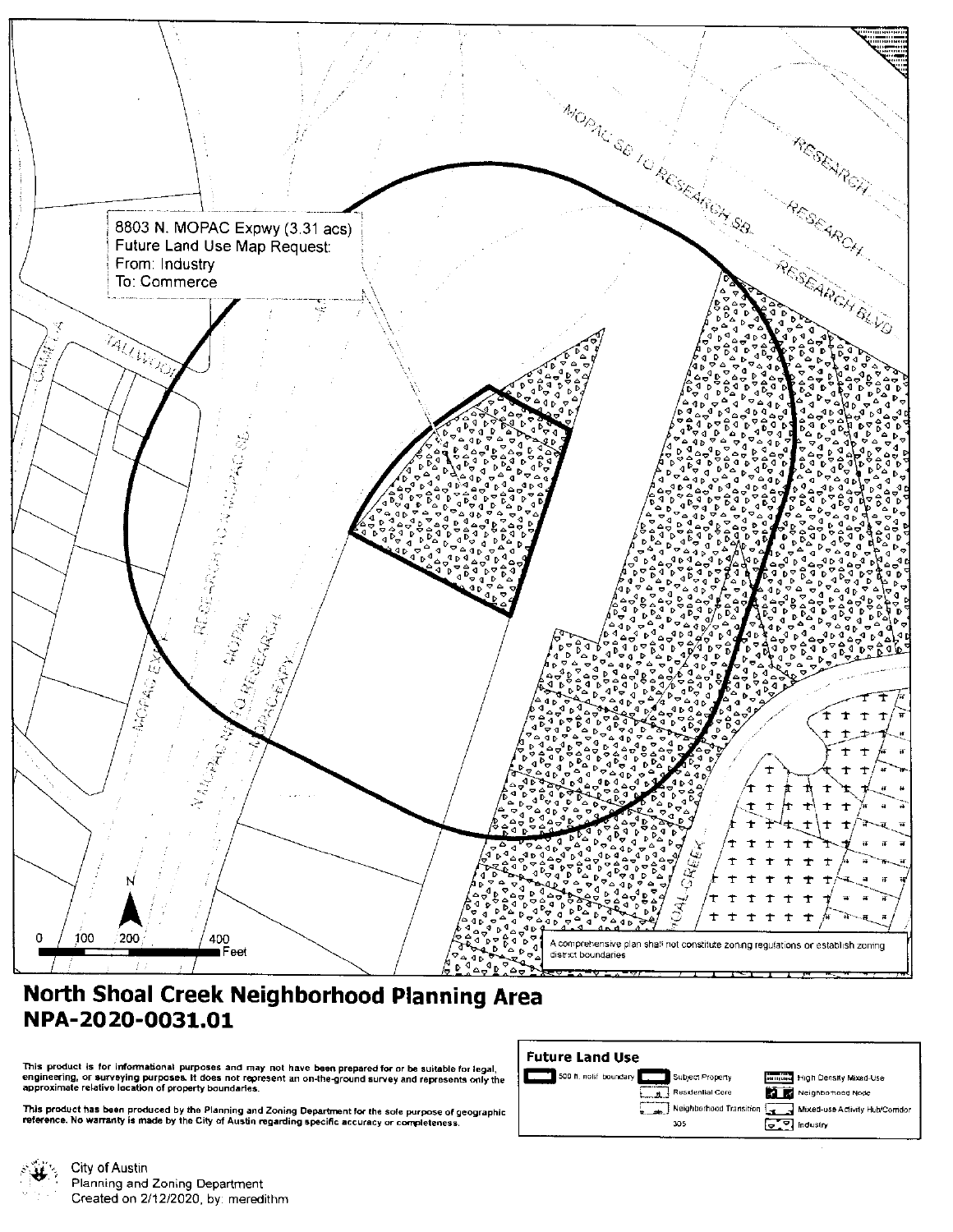8803 N. MOPAC Expwy (3.31 acs)
Future Land Use Map Request:
From: Industry
To: Commerce

MOPAC SB TO RESEARCH SB

RESEARCH

RESEARCH

RESEARCH BLVD

TALLWOOD

RESEARCH TO N MOPAC SB

MOPAC

N MOPAC NB TO RESEARCH

MOPAC EXPY

MOPAC EX

SHOAL CREEK

N

0 100 200 400 Feet

A comprehensive plan shall not constitute zoning regulations or establish zoning district boundaries

# North Shoal Creek Neighborhood Planning Area
# NPA-2020-0031.01

This product is for informational purposes and may not have been prepared for or be suitable for legal, engineering, or surveying purposes. It does not represent an on-the-ground survey and represents only the approximate relative location of property boundaries.

This product has been produced by the Planning and Zoning Department for the sole purpose of geographic reference. No warranty is made by the City of Austin regarding specific accuracy or completeness.

**Future Land Use**

500 ft. notif. boundary

Subject Property

Residential Core

Neighborhood Transition

305

High Density Mixed-Use

Neighborhood Node

Mixed-use Activity Hub/Corridor

Industry

City of Austin
Planning and Zoning Department
Created on 2/12/2020, by: meredithm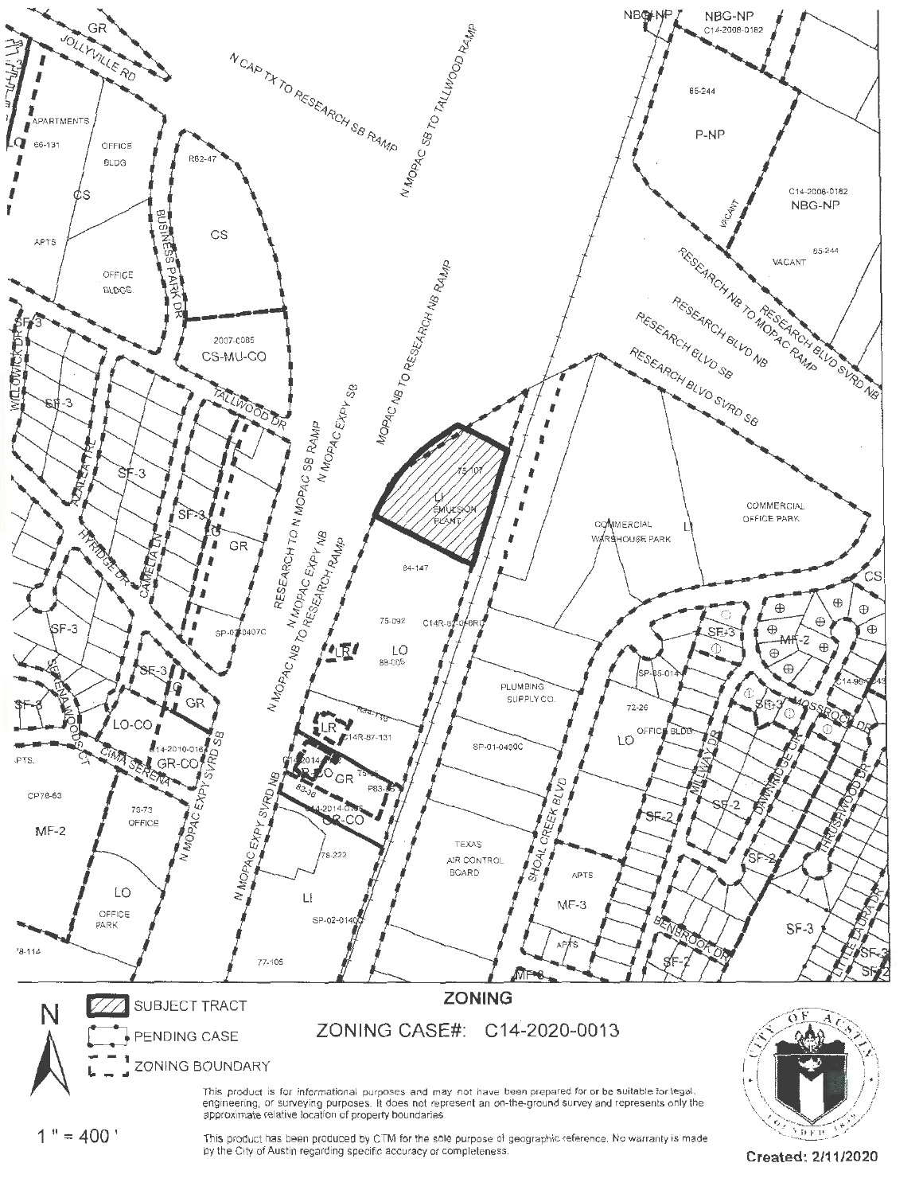## ZONING

ZONING CASE#: C14-2020-0013

SUBJECT TRACT

PENDING CASE

ZONING BOUNDARY

1 " = 400 '

This product is for informational purposes and may not have been prepared for or be suitable for legal, engineering, or surveying purposes. It does not represent an on-the-ground survey and represents only the approximate relative location of property boundaries.

This product has been produced by CTM for the sole purpose of geographic reference. No warranty is made by the City of Austin regarding specific accuracy or completeness.

Created: 2/11/2020